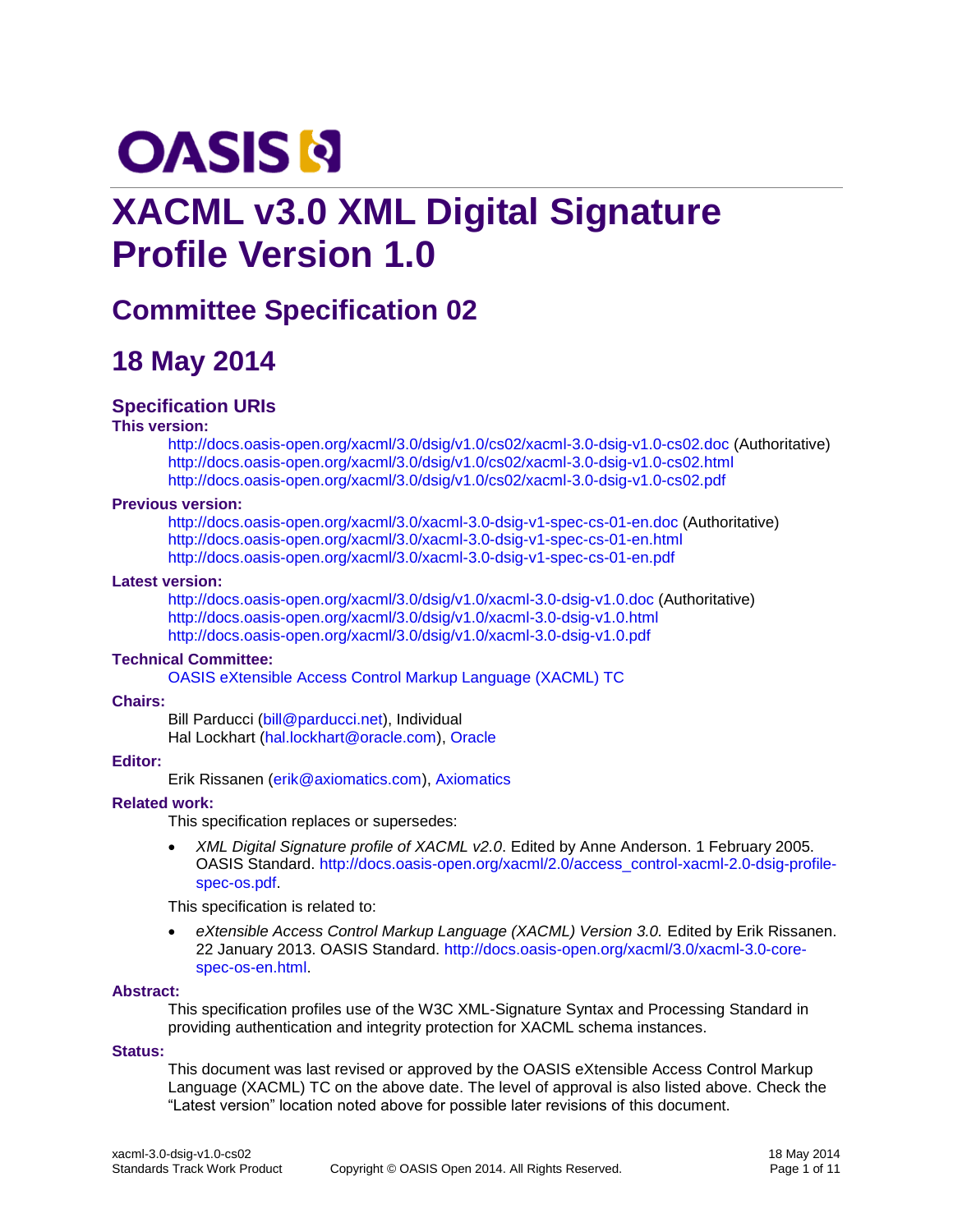# XACML v3.0 XML Digital Signature Profile Version 1.0

## Committee Specification 02

## 18 May 2014

### Specification URIs

**This version:**

http://docs.oasis-open.org/xacml/3.0/dsig/v1.0/cs02/xacml-3.0-dsig-v1.0-cs02.doc (Authoritative)
http://docs.oasis-open.org/xacml/3.0/dsig/v1.0/cs02/xacml-3.0-dsig-v1.0-cs02.html
http://docs.oasis-open.org/xacml/3.0/dsig/v1.0/cs02/xacml-3.0-dsig-v1.0-cs02.pdf

**Previous version:**

http://docs.oasis-open.org/xacml/3.0/xacml-3.0-dsig-v1-spec-cs-01-en.doc (Authoritative)
http://docs.oasis-open.org/xacml/3.0/xacml-3.0-dsig-v1-spec-cs-01-en.html
http://docs.oasis-open.org/xacml/3.0/xacml-3.0-dsig-v1-spec-cs-01-en.pdf

**Latest version:**

http://docs.oasis-open.org/xacml/3.0/dsig/v1.0/xacml-3.0-dsig-v1.0.doc (Authoritative)
http://docs.oasis-open.org/xacml/3.0/dsig/v1.0/xacml-3.0-dsig-v1.0.html
http://docs.oasis-open.org/xacml/3.0/dsig/v1.0/xacml-3.0-dsig-v1.0.pdf

**Technical Committee:**

OASIS eXtensible Access Control Markup Language (XACML) TC

**Chairs:**

Bill Parducci (bill@parducci.net), Individual
Hal Lockhart (hal.lockhart@oracle.com), Oracle

**Editor:**

Erik Rissanen (erik@axiomatics.com), Axiomatics

**Related work:**

This specification replaces or supersedes:

- *XML Digital Signature profile of XACML v2.0*. Edited by Anne Anderson. 1 February 2005. OASIS Standard. http://docs.oasis-open.org/xacml/2.0/access_control-xacml-2.0-dsig-profile-spec-os.pdf.

This specification is related to:

- *eXtensible Access Control Markup Language (XACML) Version 3.0.* Edited by Erik Rissanen. 22 January 2013. OASIS Standard. http://docs.oasis-open.org/xacml/3.0/xacml-3.0-core-spec-os-en.html.

**Abstract:**

This specification profiles use of the W3C XML-Signature Syntax and Processing Standard in providing authentication and integrity protection for XACML schema instances.

**Status:**

This document was last revised or approved by the OASIS eXtensible Access Control Markup Language (XACML) TC on the above date. The level of approval is also listed above. Check the "Latest version" location noted above for possible later revisions of this document.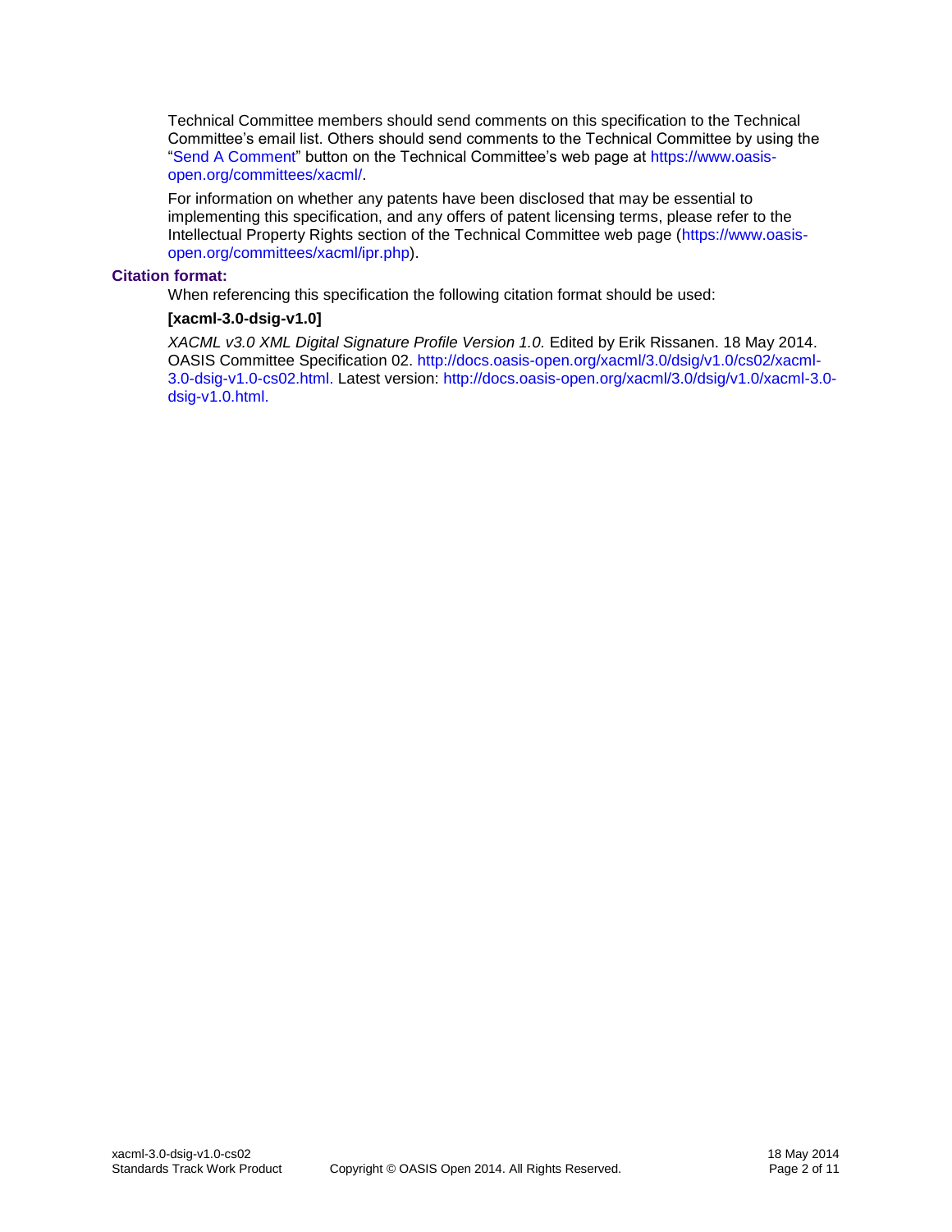Technical Committee members should send comments on this specification to the Technical Committee's email list. Others should send comments to the Technical Committee by using the "Send A Comment" button on the Technical Committee's web page at https://www.oasis-open.org/committees/xacml/.

For information on whether any patents have been disclosed that may be essential to implementing this specification, and any offers of patent licensing terms, please refer to the Intellectual Property Rights section of the Technical Committee web page (https://www.oasis-open.org/committees/xacml/ipr.php).

**Citation format:**

When referencing this specification the following citation format should be used:

**[xacml-3.0-dsig-v1.0]**

*XACML v3.0 XML Digital Signature Profile Version 1.0.* Edited by Erik Rissanen. 18 May 2014. OASIS Committee Specification 02. http://docs.oasis-open.org/xacml/3.0/dsig/v1.0/cs02/xacml-3.0-dsig-v1.0-cs02.html. Latest version: http://docs.oasis-open.org/xacml/3.0/dsig/v1.0/xacml-3.0-dsig-v1.0.html.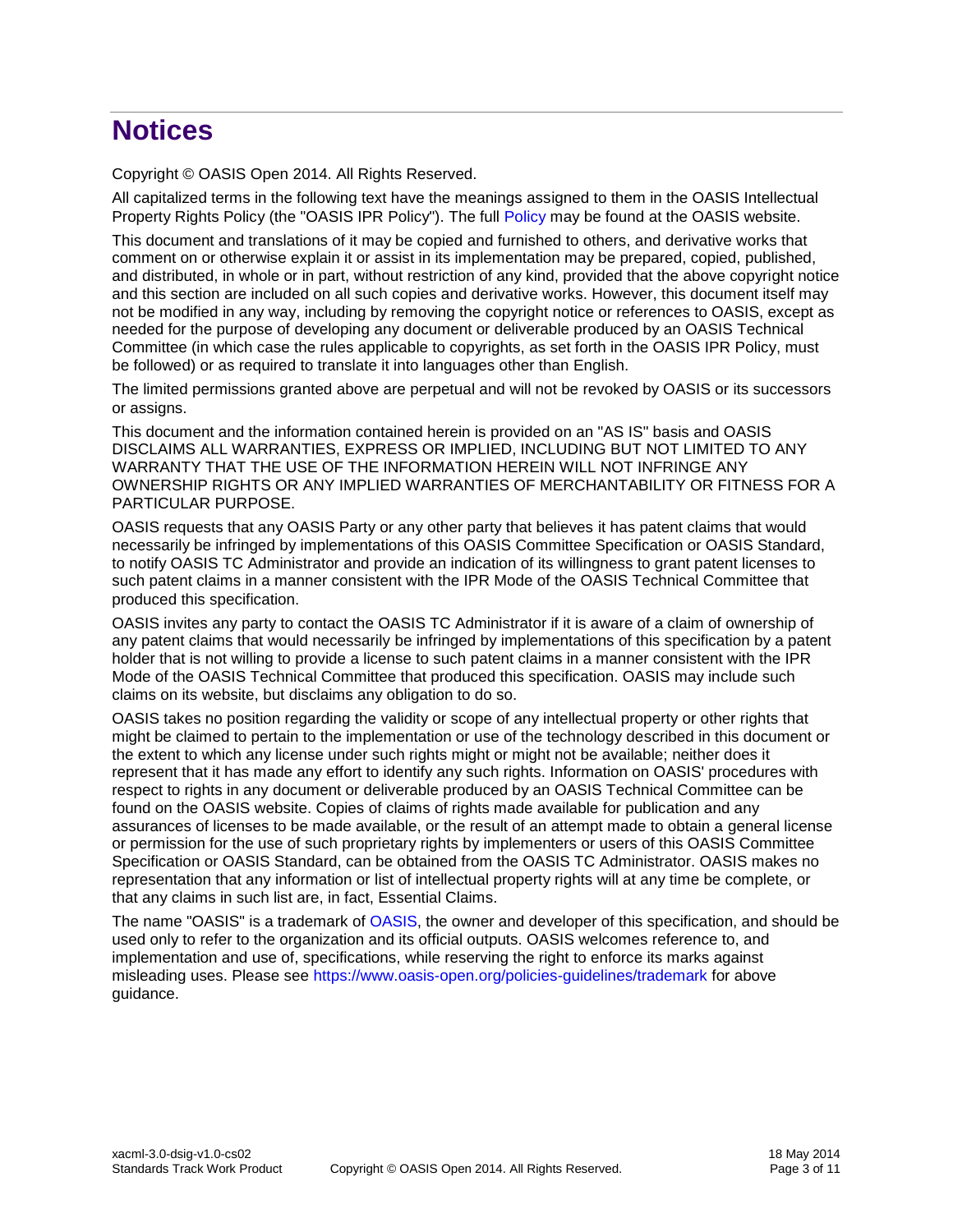# Notices

Copyright © OASIS Open 2014. All Rights Reserved.

All capitalized terms in the following text have the meanings assigned to them in the OASIS Intellectual Property Rights Policy (the "OASIS IPR Policy"). The full Policy may be found at the OASIS website.

This document and translations of it may be copied and furnished to others, and derivative works that comment on or otherwise explain it or assist in its implementation may be prepared, copied, published, and distributed, in whole or in part, without restriction of any kind, provided that the above copyright notice and this section are included on all such copies and derivative works. However, this document itself may not be modified in any way, including by removing the copyright notice or references to OASIS, except as needed for the purpose of developing any document or deliverable produced by an OASIS Technical Committee (in which case the rules applicable to copyrights, as set forth in the OASIS IPR Policy, must be followed) or as required to translate it into languages other than English.

The limited permissions granted above are perpetual and will not be revoked by OASIS or its successors or assigns.

This document and the information contained herein is provided on an "AS IS" basis and OASIS DISCLAIMS ALL WARRANTIES, EXPRESS OR IMPLIED, INCLUDING BUT NOT LIMITED TO ANY WARRANTY THAT THE USE OF THE INFORMATION HEREIN WILL NOT INFRINGE ANY OWNERSHIP RIGHTS OR ANY IMPLIED WARRANTIES OF MERCHANTABILITY OR FITNESS FOR A PARTICULAR PURPOSE.

OASIS requests that any OASIS Party or any other party that believes it has patent claims that would necessarily be infringed by implementations of this OASIS Committee Specification or OASIS Standard, to notify OASIS TC Administrator and provide an indication of its willingness to grant patent licenses to such patent claims in a manner consistent with the IPR Mode of the OASIS Technical Committee that produced this specification.

OASIS invites any party to contact the OASIS TC Administrator if it is aware of a claim of ownership of any patent claims that would necessarily be infringed by implementations of this specification by a patent holder that is not willing to provide a license to such patent claims in a manner consistent with the IPR Mode of the OASIS Technical Committee that produced this specification. OASIS may include such claims on its website, but disclaims any obligation to do so.

OASIS takes no position regarding the validity or scope of any intellectual property or other rights that might be claimed to pertain to the implementation or use of the technology described in this document or the extent to which any license under such rights might or might not be available; neither does it represent that it has made any effort to identify any such rights. Information on OASIS' procedures with respect to rights in any document or deliverable produced by an OASIS Technical Committee can be found on the OASIS website. Copies of claims of rights made available for publication and any assurances of licenses to be made available, or the result of an attempt made to obtain a general license or permission for the use of such proprietary rights by implementers or users of this OASIS Committee Specification or OASIS Standard, can be obtained from the OASIS TC Administrator. OASIS makes no representation that any information or list of intellectual property rights will at any time be complete, or that any claims in such list are, in fact, Essential Claims.

The name "OASIS" is a trademark of OASIS, the owner and developer of this specification, and should be used only to refer to the organization and its official outputs. OASIS welcomes reference to, and implementation and use of, specifications, while reserving the right to enforce its marks against misleading uses. Please see https://www.oasis-open.org/policies-guidelines/trademark for above guidance.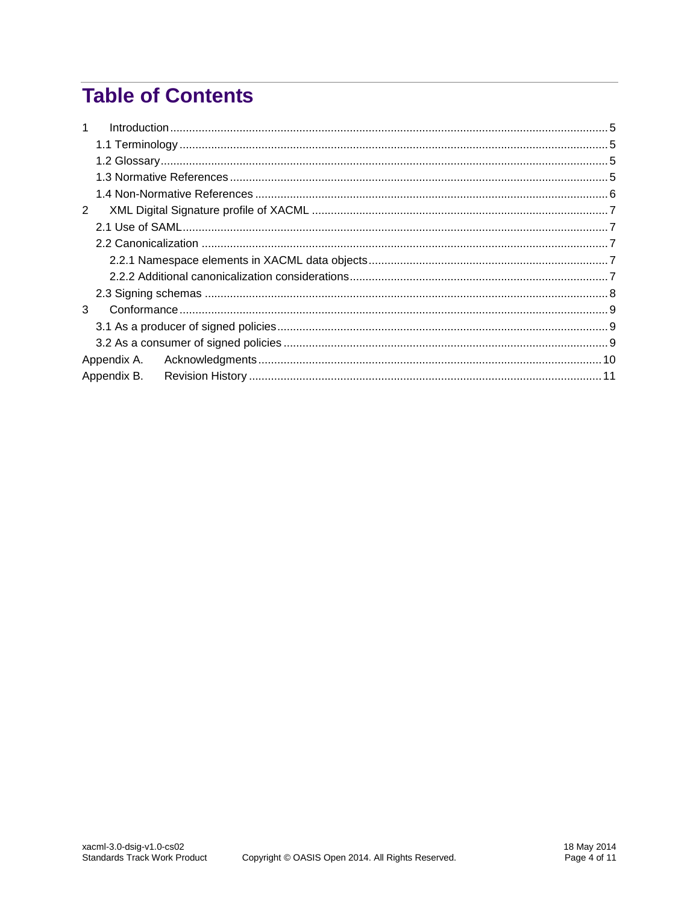# Table of Contents

1 Introduction ... 5

- 1.1 Terminology ... 5
- 1.2 Glossary ... 5
- 1.3 Normative References ... 5
- 1.4 Non-Normative References ... 6

2 XML Digital Signature profile of XACML ... 7

- 2.1 Use of SAML ... 7
- 2.2 Canonicalization ... 7
  - 2.2.1 Namespace elements in XACML data objects ... 7
  - 2.2.2 Additional canonicalization considerations ... 7
- 2.3 Signing schemas ... 8

3 Conformance ... 9

- 3.1 As a producer of signed policies ... 9
- 3.2 As a consumer of signed policies ... 9

Appendix A. Acknowledgments ... 10

Appendix B. Revision History ... 11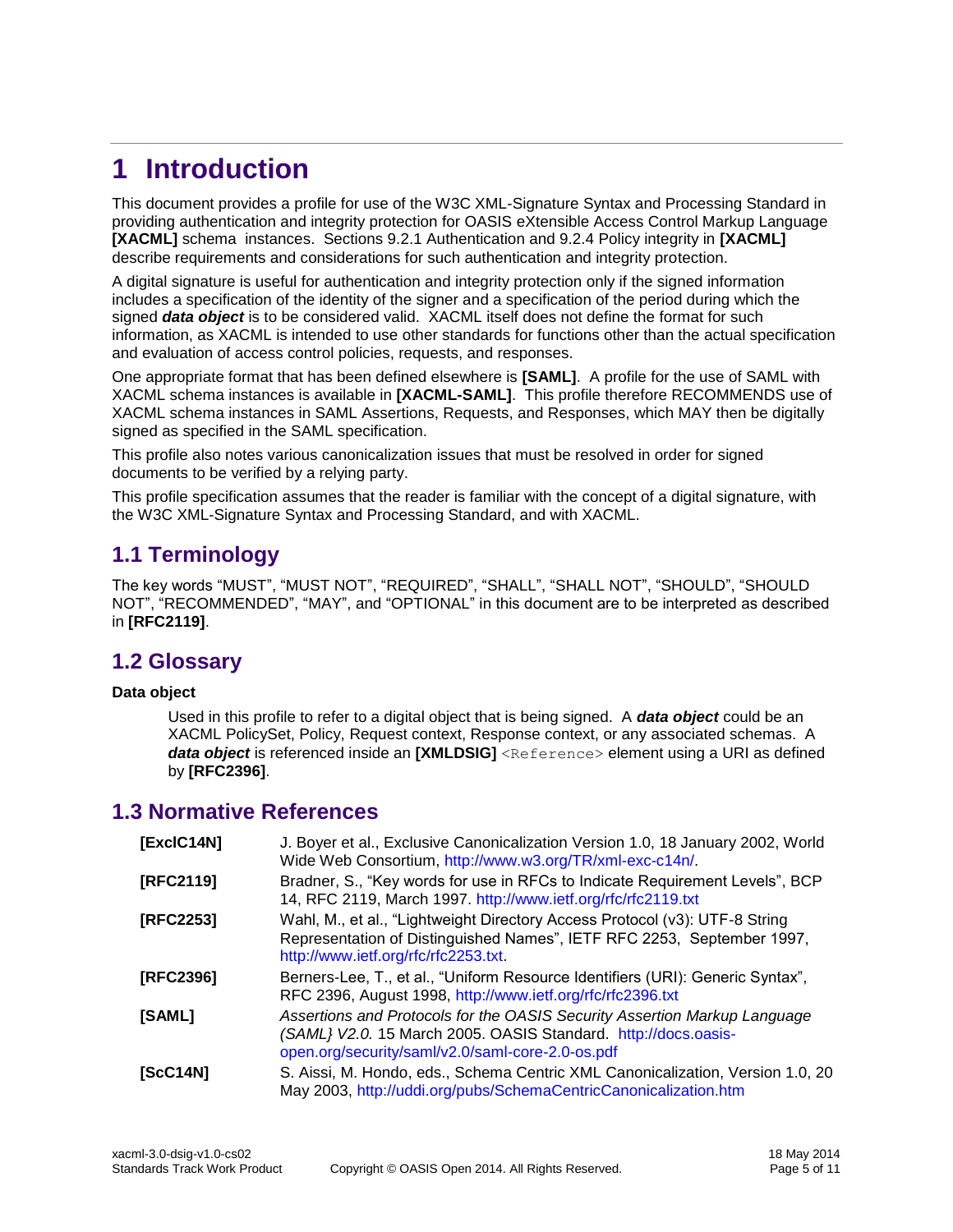# 1 Introduction

This document provides a profile for use of the W3C XML-Signature Syntax and Processing Standard in providing authentication and integrity protection for OASIS eXtensible Access Control Markup Language **[XACML]** schema instances. Sections 9.2.1 Authentication and 9.2.4 Policy integrity in **[XACML]** describe requirements and considerations for such authentication and integrity protection.

A digital signature is useful for authentication and integrity protection only if the signed information includes a specification of the identity of the signer and a specification of the period during which the signed ***data object*** is to be considered valid. XACML itself does not define the format for such information, as XACML is intended to use other standards for functions other than the actual specification and evaluation of access control policies, requests, and responses.

One appropriate format that has been defined elsewhere is **[SAML]**. A profile for the use of SAML with XACML schema instances is available in **[XACML-SAML]**. This profile therefore RECOMMENDS use of XACML schema instances in SAML Assertions, Requests, and Responses, which MAY then be digitally signed as specified in the SAML specification.

This profile also notes various canonicalization issues that must be resolved in order for signed documents to be verified by a relying party.

This profile specification assumes that the reader is familiar with the concept of a digital signature, with the W3C XML-Signature Syntax and Processing Standard, and with XACML.

## 1.1 Terminology

The key words "MUST", "MUST NOT", "REQUIRED", "SHALL", "SHALL NOT", "SHOULD", "SHOULD NOT", "RECOMMENDED", "MAY", and "OPTIONAL" in this document are to be interpreted as described in **[RFC2119]**.

## 1.2 Glossary

**Data object**

> Used in this profile to refer to a digital object that is being signed. A ***data object*** could be an XACML PolicySet, Policy, Request context, Response context, or any associated schemas. A ***data object*** is referenced inside an **[XMLDSIG]** `<Reference>` element using a URI as defined by **[RFC2396]**.

## 1.3 Normative References

| | |
|---|---|
| **[ExclC14N]** | J. Boyer et al., Exclusive Canonicalization Version 1.0, 18 January 2002, World Wide Web Consortium, http://www.w3.org/TR/xml-exc-c14n/. |
| **[RFC2119]** | Bradner, S., "Key words for use in RFCs to Indicate Requirement Levels", BCP 14, RFC 2119, March 1997. http://www.ietf.org/rfc/rfc2119.txt |
| **[RFC2253]** | Wahl, M., et al., "Lightweight Directory Access Protocol (v3): UTF-8 String Representation of Distinguished Names", IETF RFC 2253, September 1997, http://www.ietf.org/rfc/rfc2253.txt. |
| **[RFC2396]** | Berners-Lee, T., et al., "Uniform Resource Identifiers (URI): Generic Syntax", RFC 2396, August 1998, http://www.ietf.org/rfc/rfc2396.txt |
| **[SAML]** | *Assertions and Protocols for the OASIS Security Assertion Markup Language (SAML} V2.0.* 15 March 2005. OASIS Standard. http://docs.oasis-open.org/security/saml/v2.0/saml-core-2.0-os.pdf |
| **[ScC14N]** | S. Aissi, M. Hondo, eds., Schema Centric XML Canonicalization, Version 1.0, 20 May 2003, http://uddi.org/pubs/SchemaCentricCanonicalization.htm |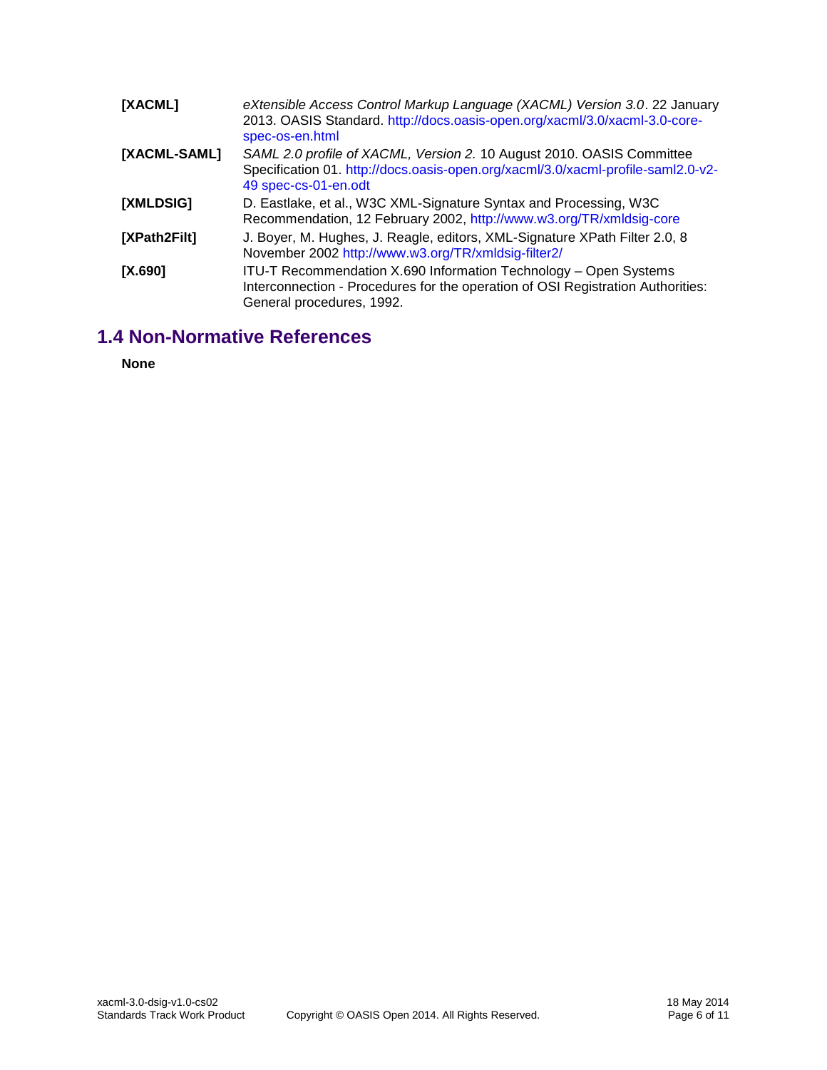**[XACML]** *eXtensible Access Control Markup Language (XACML) Version 3.0*. 22 January 2013. OASIS Standard. http://docs.oasis-open.org/xacml/3.0/xacml-3.0-core-spec-os-en.html

**[XACML-SAML]** *SAML 2.0 profile of XACML, Version 2.* 10 August 2010. OASIS Committee Specification 01. http://docs.oasis-open.org/xacml/3.0/xacml-profile-saml2.0-v2-49 spec-cs-01-en.odt

**[XMLDSIG]** D. Eastlake, et al., W3C XML-Signature Syntax and Processing, W3C Recommendation, 12 February 2002, http://www.w3.org/TR/xmldsig-core

**[XPath2Filt]** J. Boyer, M. Hughes, J. Reagle, editors, XML-Signature XPath Filter 2.0, 8 November 2002 http://www.w3.org/TR/xmldsig-filter2/

**[X.690]** ITU-T Recommendation X.690 Information Technology – Open Systems Interconnection - Procedures for the operation of OSI Registration Authorities: General procedures, 1992.

## 1.4 Non-Normative References

**None**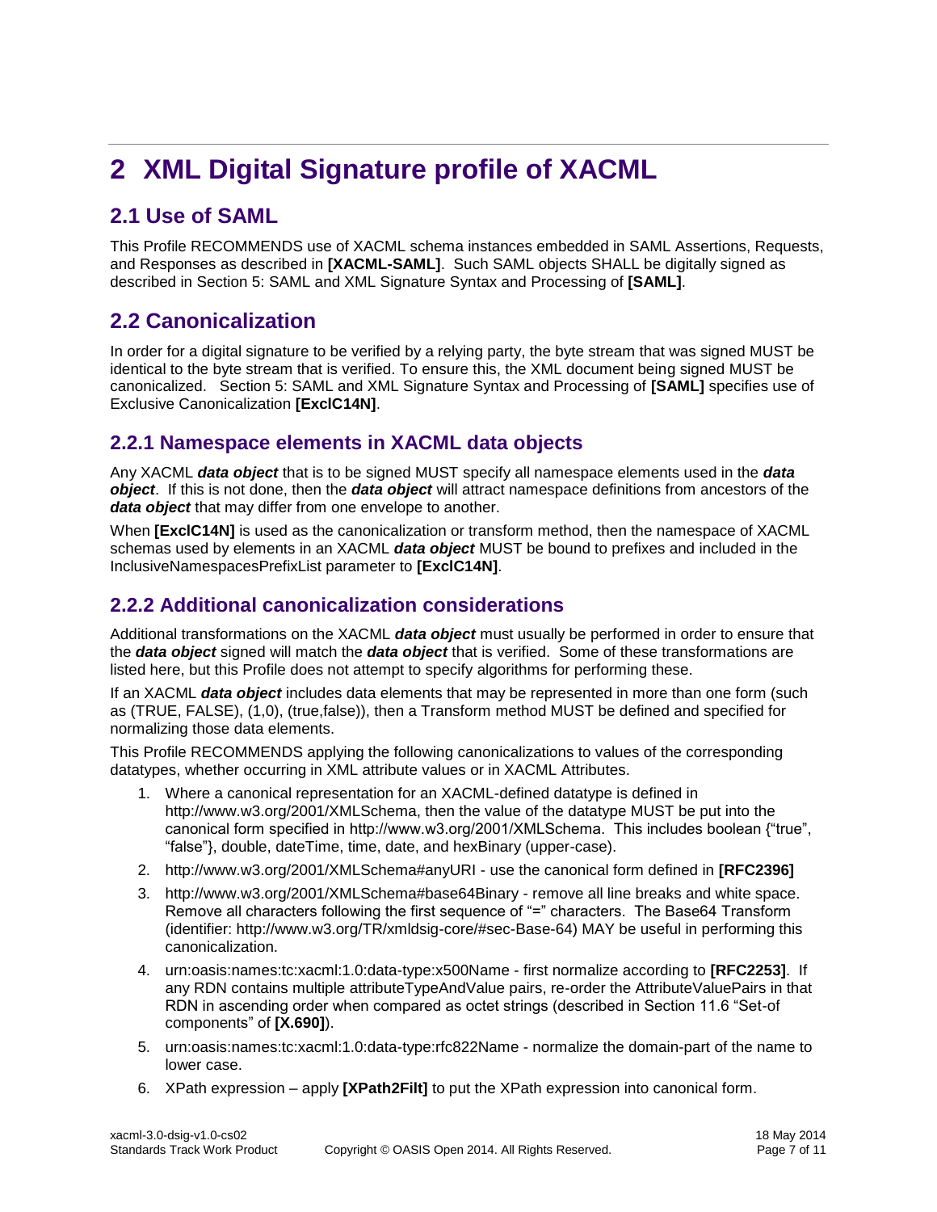# 2 XML Digital Signature profile of XACML

## 2.1 Use of SAML

This Profile RECOMMENDS use of XACML schema instances embedded in SAML Assertions, Requests, and Responses as described in **[XACML-SAML]**. Such SAML objects SHALL be digitally signed as described in Section 5: SAML and XML Signature Syntax and Processing of **[SAML]**.

## 2.2 Canonicalization

In order for a digital signature to be verified by a relying party, the byte stream that was signed MUST be identical to the byte stream that is verified. To ensure this, the XML document being signed MUST be canonicalized. Section 5: SAML and XML Signature Syntax and Processing of **[SAML]** specifies use of Exclusive Canonicalization **[ExclC14N]**.

### 2.2.1 Namespace elements in XACML data objects

Any XACML ***data object*** that is to be signed MUST specify all namespace elements used in the ***data object***. If this is not done, then the ***data object*** will attract namespace definitions from ancestors of the ***data object*** that may differ from one envelope to another.

When **[ExclC14N]** is used as the canonicalization or transform method, then the namespace of XACML schemas used by elements in an XACML ***data object*** MUST be bound to prefixes and included in the InclusiveNamespacesPrefixList parameter to **[ExclC14N]**.

### 2.2.2 Additional canonicalization considerations

Additional transformations on the XACML ***data object*** must usually be performed in order to ensure that the ***data object*** signed will match the ***data object*** that is verified. Some of these transformations are listed here, but this Profile does not attempt to specify algorithms for performing these.

If an XACML ***data object*** includes data elements that may be represented in more than one form (such as (TRUE, FALSE), (1,0), (true,false)), then a Transform method MUST be defined and specified for normalizing those data elements.

This Profile RECOMMENDS applying the following canonicalizations to values of the corresponding datatypes, whether occurring in XML attribute values or in XACML Attributes.

1. Where a canonical representation for an XACML-defined datatype is defined in http://www.w3.org/2001/XMLSchema, then the value of the datatype MUST be put into the canonical form specified in http://www.w3.org/2001/XMLSchema. This includes boolean {“true”, “false”}, double, dateTime, time, date, and hexBinary (upper-case).
2. http://www.w3.org/2001/XMLSchema#anyURI - use the canonical form defined in **[RFC2396]**
3. http://www.w3.org/2001/XMLSchema#base64Binary - remove all line breaks and white space. Remove all characters following the first sequence of “=” characters. The Base64 Transform (identifier: http://www.w3.org/TR/xmldsig-core/#sec-Base-64) MAY be useful in performing this canonicalization.
4. urn:oasis:names:tc:xacml:1.0:data-type:x500Name - first normalize according to **[RFC2253]**. If any RDN contains multiple attributeTypeAndValue pairs, re-order the AttributeValuePairs in that RDN in ascending order when compared as octet strings (described in Section 11.6 “Set-of components” of **[X.690]**).
5. urn:oasis:names:tc:xacml:1.0:data-type:rfc822Name - normalize the domain-part of the name to lower case.
6. XPath expression – apply **[XPath2Filt]** to put the XPath expression into canonical form.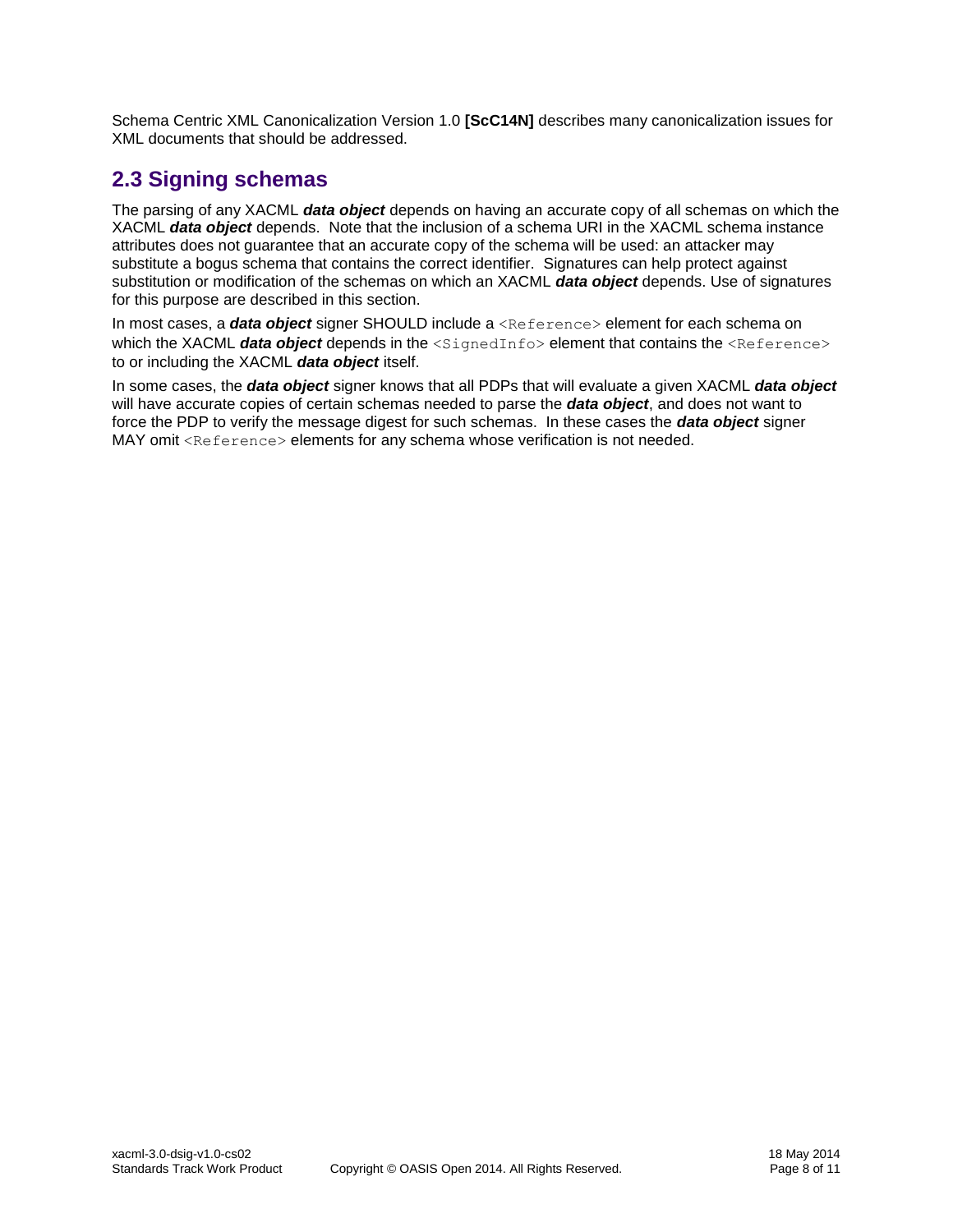Schema Centric XML Canonicalization Version 1.0 **[ScC14N]** describes many canonicalization issues for XML documents that should be addressed.

## 2.3 Signing schemas

The parsing of any XACML ***data object*** depends on having an accurate copy of all schemas on which the XACML ***data object*** depends. Note that the inclusion of a schema URI in the XACML schema instance attributes does not guarantee that an accurate copy of the schema will be used: an attacker may substitute a bogus schema that contains the correct identifier. Signatures can help protect against substitution or modification of the schemas on which an XACML ***data object*** depends. Use of signatures for this purpose are described in this section.

In most cases, a ***data object*** signer SHOULD include a `<Reference>` element for each schema on which the XACML ***data object*** depends in the `<SignedInfo>` element that contains the `<Reference>` to or including the XACML ***data object*** itself.

In some cases, the ***data object*** signer knows that all PDPs that will evaluate a given XACML ***data object*** will have accurate copies of certain schemas needed to parse the ***data object***, and does not want to force the PDP to verify the message digest for such schemas. In these cases the ***data object*** signer MAY omit `<Reference>` elements for any schema whose verification is not needed.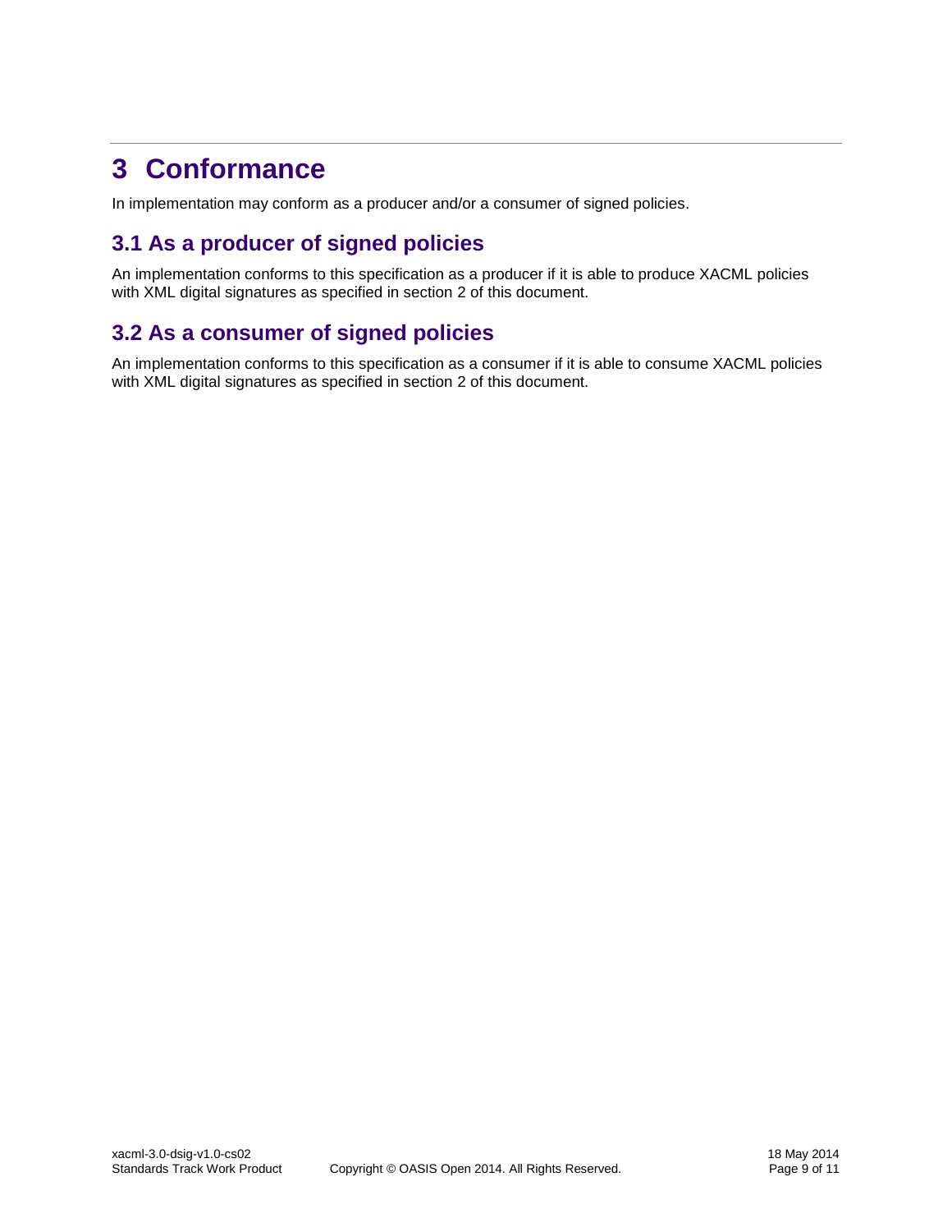# 3 Conformance

In implementation may conform as a producer and/or a consumer of signed policies.

## 3.1 As a producer of signed policies

An implementation conforms to this specification as a producer if it is able to produce XACML policies with XML digital signatures as specified in section 2 of this document.

## 3.2 As a consumer of signed policies

An implementation conforms to this specification as a consumer if it is able to consume XACML policies with XML digital signatures as specified in section 2 of this document.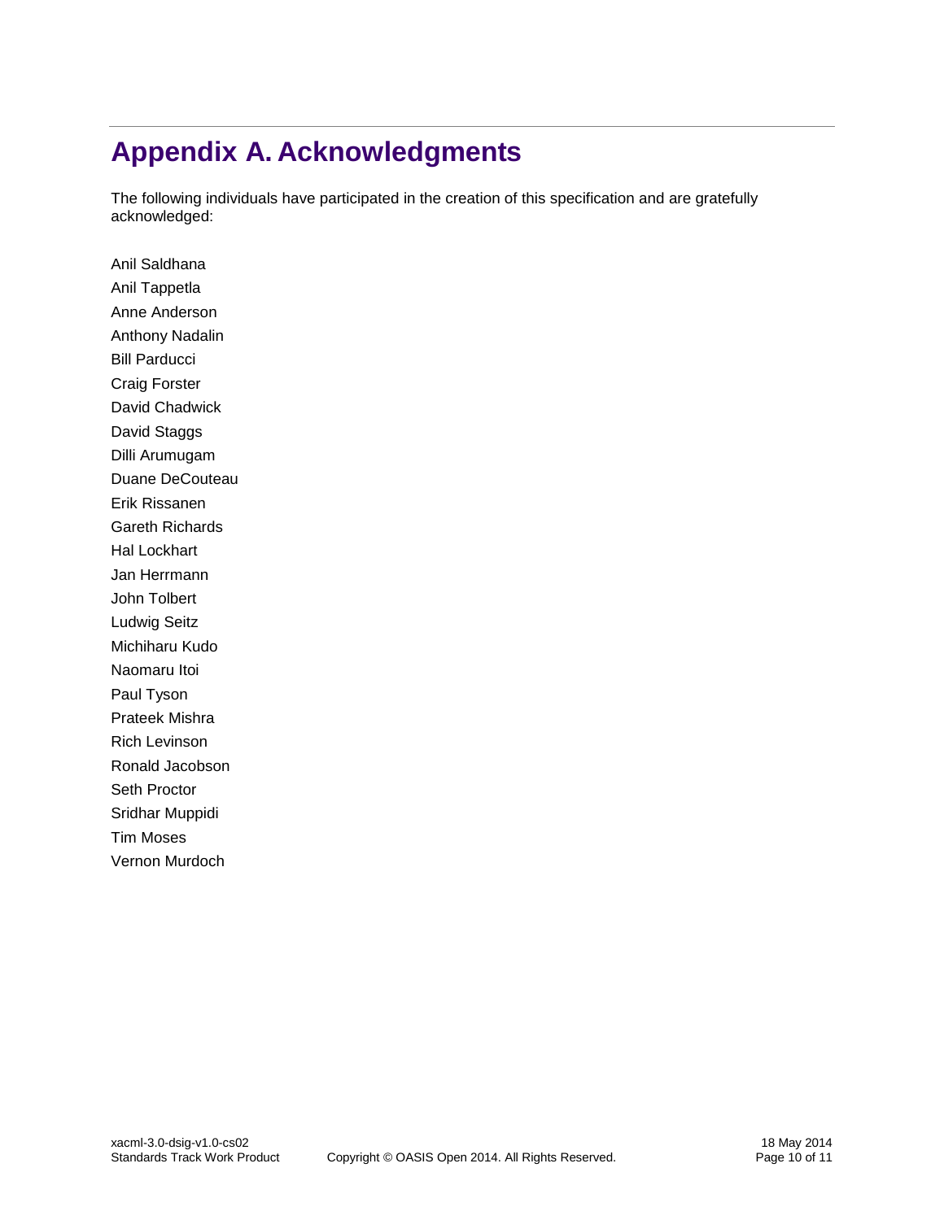# Appendix A. Acknowledgments

The following individuals have participated in the creation of this specification and are gratefully acknowledged:

Anil Saldhana
Anil Tappetla
Anne Anderson
Anthony Nadalin
Bill Parducci
Craig Forster
David Chadwick
David Staggs
Dilli Arumugam
Duane DeCouteau
Erik Rissanen
Gareth Richards
Hal Lockhart
Jan Herrmann
John Tolbert
Ludwig Seitz
Michiharu Kudo
Naomaru Itoi
Paul Tyson
Prateek Mishra
Rich Levinson
Ronald Jacobson
Seth Proctor
Sridhar Muppidi
Tim Moses
Vernon Murdoch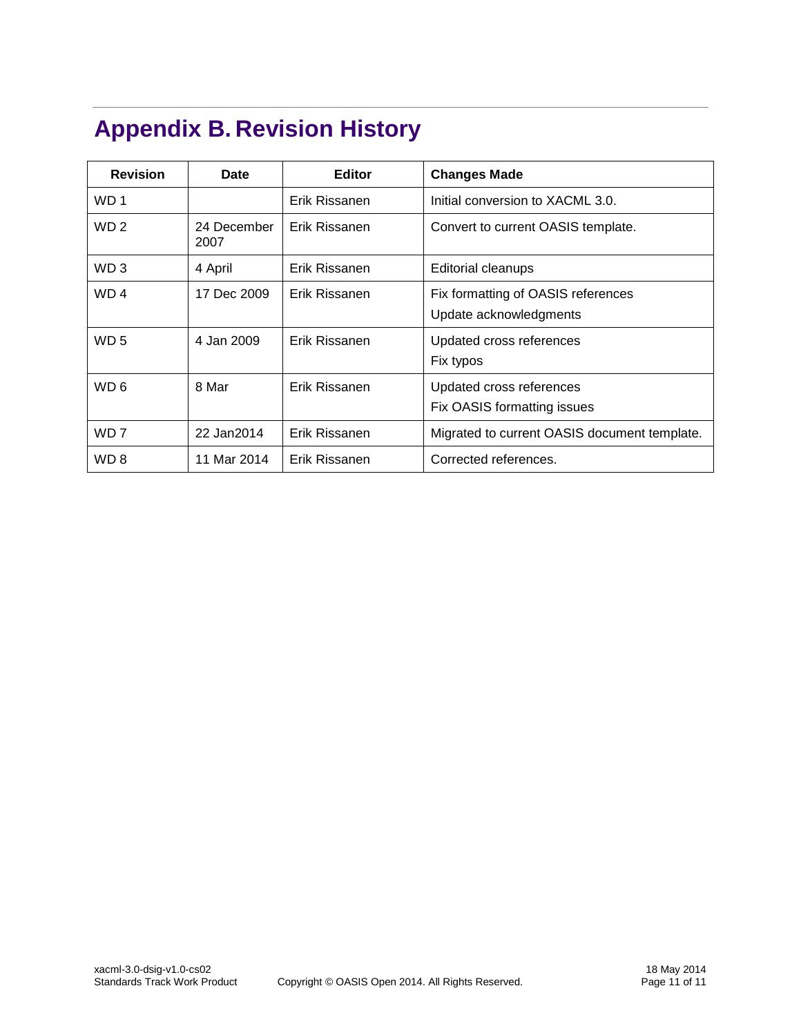# Appendix B. Revision History

| Revision | Date | Editor | Changes Made |
|---|---|---|---|
| WD 1 | | Erik Rissanen | Initial conversion to XACML 3.0. |
| WD 2 | 24 December 2007 | Erik Rissanen | Convert to current OASIS template. |
| WD 3 | 4 April | Erik Rissanen | Editorial cleanups |
| WD 4 | 17 Dec 2009 | Erik Rissanen | Fix formatting of OASIS references<br>Update acknowledgments |
| WD 5 | 4 Jan 2009 | Erik Rissanen | Updated cross references<br>Fix typos |
| WD 6 | 8 Mar | Erik Rissanen | Updated cross references<br>Fix OASIS formatting issues |
| WD 7 | 22 Jan2014 | Erik Rissanen | Migrated to current OASIS document template. |
| WD 8 | 11 Mar 2014 | Erik Rissanen | Corrected references. |